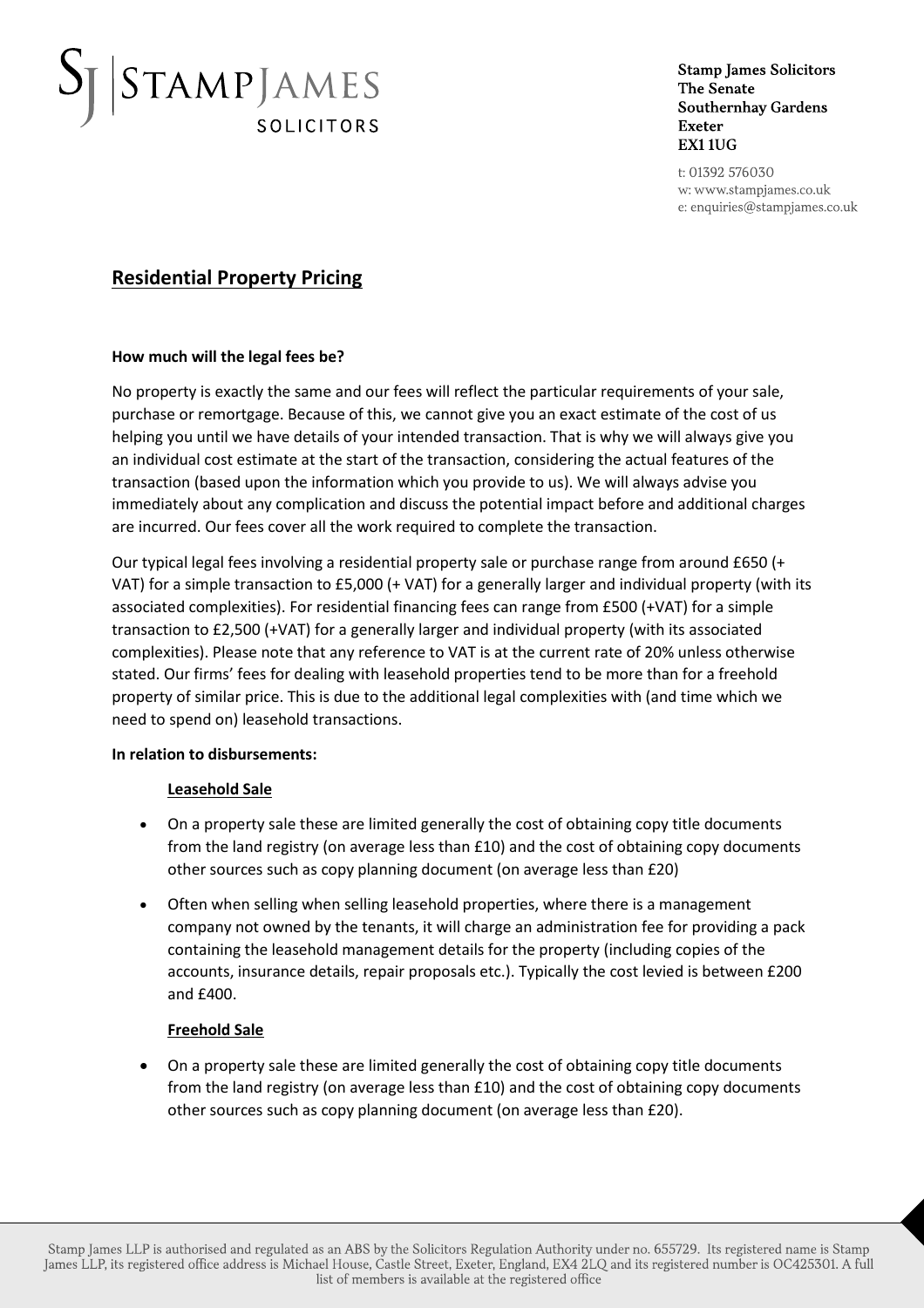Stamp James Solicitors
The Senate
Southernhay Gardens
Exeter
EX1 1UG

t: 01392 576030
w: www.stampjames.co.uk
e: enquiries@stampjames.co.uk

## Residential Property Pricing

**How much will the legal fees be?**

No property is exactly the same and our fees will reflect the particular requirements of your sale, purchase or remortgage. Because of this, we cannot give you an exact estimate of the cost of us helping you until we have details of your intended transaction. That is why we will always give you an individual cost estimate at the start of the transaction, considering the actual features of the transaction (based upon the information which you provide to us). We will always advise you immediately about any complication and discuss the potential impact before and additional charges are incurred. Our fees cover all the work required to complete the transaction.

Our typical legal fees involving a residential property sale or purchase range from around £650 (+ VAT) for a simple transaction to £5,000 (+ VAT) for a generally larger and individual property (with its associated complexities). For residential financing fees can range from £500 (+VAT) for a simple transaction to £2,500 (+VAT) for a generally larger and individual property (with its associated complexities). Please note that any reference to VAT is at the current rate of 20% unless otherwise stated. Our firms' fees for dealing with leasehold properties tend to be more than for a freehold property of similar price. This is due to the additional legal complexities with (and time which we need to spend on) leasehold transactions.

**In relation to disbursements:**

**Leasehold Sale**

- On a property sale these are limited generally the cost of obtaining copy title documents from the land registry (on average less than £10) and the cost of obtaining copy documents other sources such as copy planning document (on average less than £20)
- Often when selling when selling leasehold properties, where there is a management company not owned by the tenants, it will charge an administration fee for providing a pack containing the leasehold management details for the property (including copies of the accounts, insurance details, repair proposals etc.). Typically the cost levied is between £200 and £400.

**Freehold Sale**

- On a property sale these are limited generally the cost of obtaining copy title documents from the land registry (on average less than £10) and the cost of obtaining copy documents other sources such as copy planning document (on average less than £20).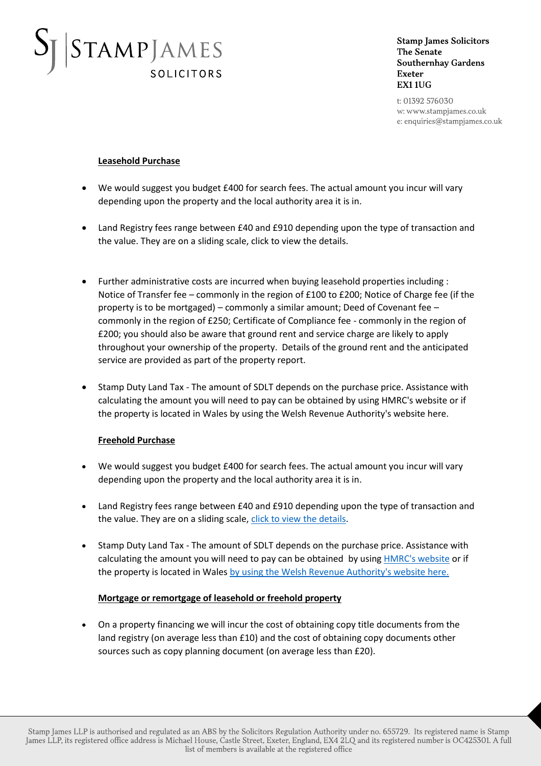**Leasehold Purchase**

- We would suggest you budget £400 for search fees. The actual amount you incur will vary depending upon the property and the local authority area it is in.

- Land Registry fees range between £40 and £910 depending upon the type of transaction and the value. They are on a sliding scale, click to view the details.

- Further administrative costs are incurred when buying leasehold properties including : Notice of Transfer fee – commonly in the region of £100 to £200; Notice of Charge fee (if the property is to be mortgaged) – commonly a similar amount; Deed of Covenant fee – commonly in the region of £250; Certificate of Compliance fee - commonly in the region of £200; you should also be aware that ground rent and service charge are likely to apply throughout your ownership of the property. Details of the ground rent and the anticipated service are provided as part of the property report.

- Stamp Duty Land Tax - The amount of SDLT depends on the purchase price. Assistance with calculating the amount you will need to pay can be obtained by using HMRC's website or if the property is located in Wales by using the Welsh Revenue Authority's website here.

**Freehold Purchase**

- We would suggest you budget £400 for search fees. The actual amount you incur will vary depending upon the property and the local authority area it is in.

- Land Registry fees range between £40 and £910 depending upon the type of transaction and the value. They are on a sliding scale, click to view the details.

- Stamp Duty Land Tax - The amount of SDLT depends on the purchase price. Assistance with calculating the amount you will need to pay can be obtained by using HMRC's website or if the property is located in Wales by using the Welsh Revenue Authority's website here.

**Mortgage or remortgage of leasehold or freehold property**

- On a property financing we will incur the cost of obtaining copy title documents from the land registry (on average less than £10) and the cost of obtaining copy documents other sources such as copy planning document (on average less than £20).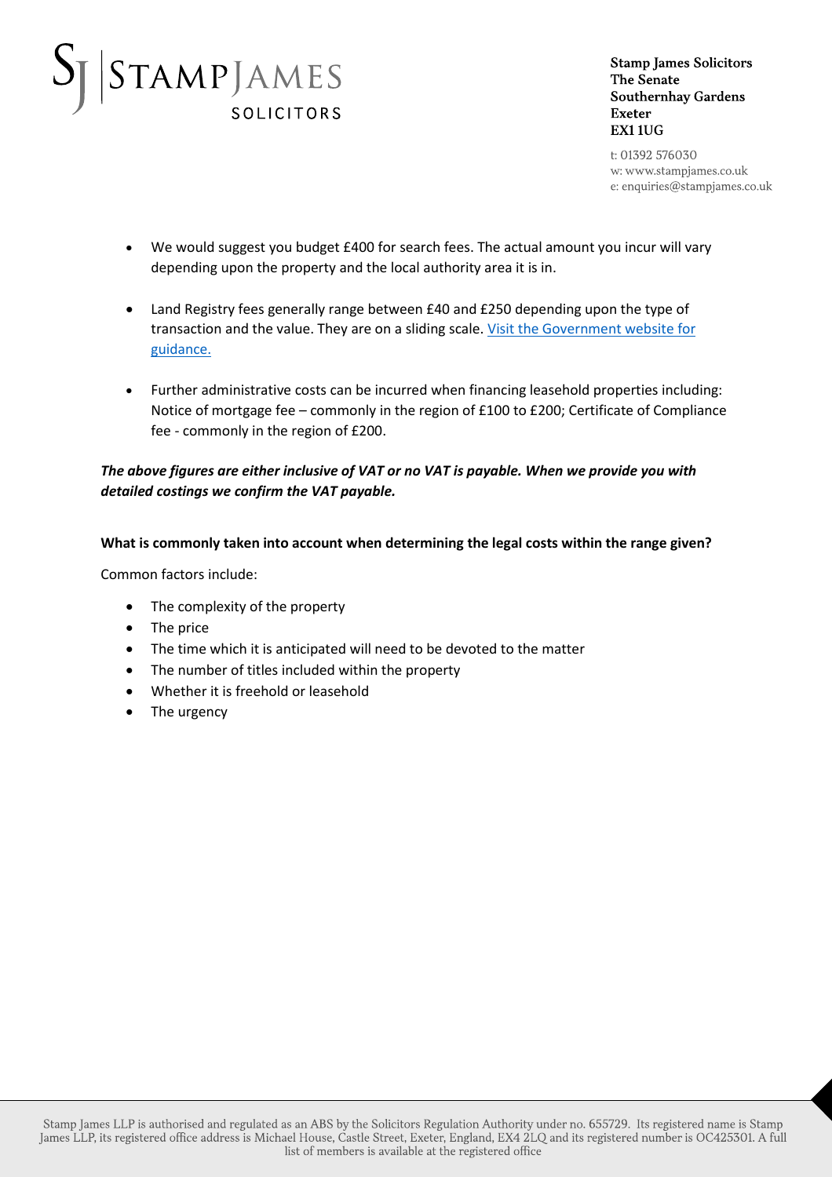- We would suggest you budget £400 for search fees. The actual amount you incur will vary depending upon the property and the local authority area it is in.

- Land Registry fees generally range between £40 and £250 depending upon the type of transaction and the value. They are on a sliding scale. [Visit the Government website for guidance.]

- Further administrative costs can be incurred when financing leasehold properties including: Notice of mortgage fee – commonly in the region of £100 to £200; Certificate of Compliance fee - commonly in the region of £200.

***The above figures are either inclusive of VAT or no VAT is payable. When we provide you with detailed costings we confirm the VAT payable.***

**What is commonly taken into account when determining the legal costs within the range given?**

Common factors include:

- The complexity of the property
- The price
- The time which it is anticipated will need to be devoted to the matter
- The number of titles included within the property
- Whether it is freehold or leasehold
- The urgency